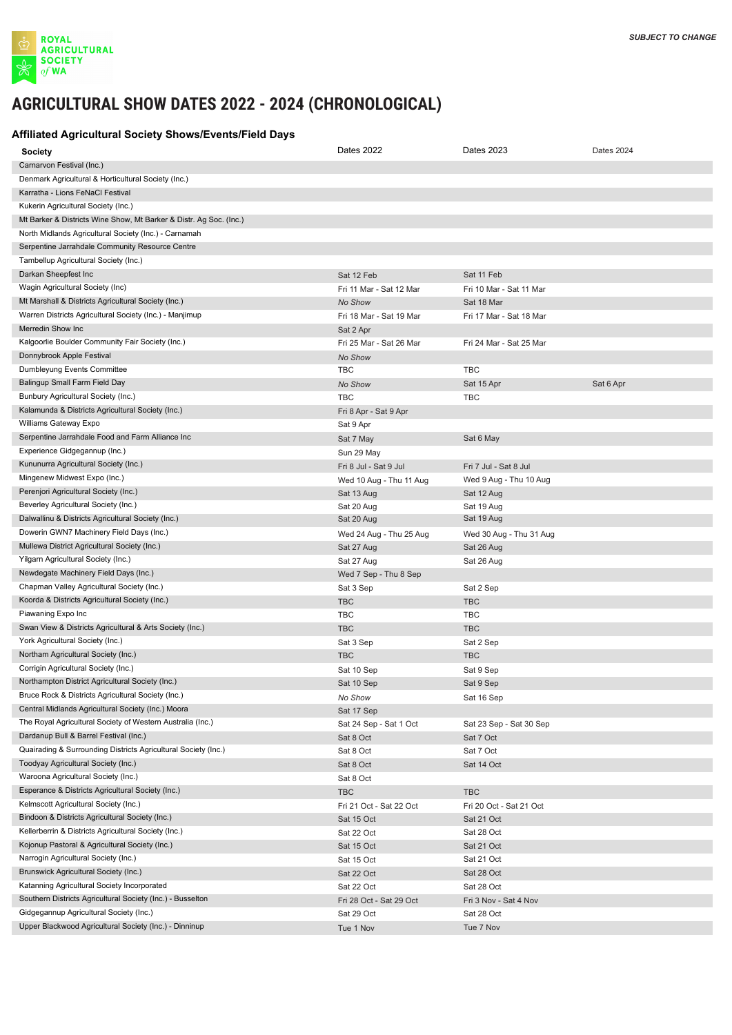ROYAL AGRICULTURAL SOCIETY of WA

***SUBJECT TO CHANGE***

# AGRICULTURAL SHOW DATES 2022 - 2024 (CHRONOLOGICAL)

## Affiliated Agricultural Society Shows/Events/Field Days

| Society | Dates 2022 | Dates 2023 | Dates 2024 |
|---|---|---|---|
| Carnarvon Festival (Inc.) | | | |
| Denmark Agricultural & Horticultural Society (Inc.) | | | |
| Karratha - Lions FeNaCl Festival | | | |
| Kukerin Agricultural Society (Inc.) | | | |
| Mt Barker & Districts Wine Show, Mt Barker & Distr. Ag Soc. (Inc.) | | | |
| North Midlands Agricultural Society (Inc.) - Carnamah | | | |
| Serpentine Jarrahdale Community Resource Centre | | | |
| Tambellup Agricultural Society (Inc.) | | | |
| Darkan Sheepfest Inc | Sat 12 Feb | Sat 11 Feb | |
| Wagin Agricultural Society (Inc) | Fri 11 Mar - Sat 12 Mar | Fri 10 Mar - Sat 11 Mar | |
| Mt Marshall & Districts Agricultural Society (Inc.) | *No Show* | Sat 18 Mar | |
| Warren Districts Agricultural Society (Inc.) - Manjimup | Fri 18 Mar - Sat 19 Mar | Fri 17 Mar - Sat 18 Mar | |
| Merredin Show Inc | Sat 2 Apr | | |
| Kalgoorlie Boulder Community Fair Society (Inc.) | Fri 25 Mar - Sat 26 Mar | Fri 24 Mar - Sat 25 Mar | |
| Donnybrook Apple Festival | *No Show* | | |
| Dumbleyung Events Committee | TBC | TBC | |
| Balingup Small Farm Field Day | *No Show* | Sat 15 Apr | Sat 6 Apr |
| Bunbury Agricultural Society (Inc.) | TBC | TBC | |
| Kalamunda & Districts Agricultural Society (Inc.) | Fri 8 Apr - Sat 9 Apr | | |
| Williams Gateway Expo | Sat 9 Apr | | |
| Serpentine Jarrahdale Food and Farm Alliance Inc | Sat 7 May | Sat 6 May | |
| Experience Gidgegannup (Inc.) | Sun 29 May | | |
| Kununurra Agricultural Society (Inc.) | Fri 8 Jul - Sat 9 Jul | Fri 7 Jul - Sat 8 Jul | |
| Mingenew Midwest Expo (Inc.) | Wed 10 Aug - Thu 11 Aug | Wed 9 Aug - Thu 10 Aug | |
| Perenjori Agricultural Society (Inc.) | Sat 13 Aug | Sat 12 Aug | |
| Beverley Agricultural Society (Inc.) | Sat 20 Aug | Sat 19 Aug | |
| Dalwallinu & Districts Agricultural Society (Inc.) | Sat 20 Aug | Sat 19 Aug | |
| Dowerin GWN7 Machinery Field Days (Inc.) | Wed 24 Aug - Thu 25 Aug | Wed 30 Aug - Thu 31 Aug | |
| Mullewa District Agricultural Society (Inc.) | Sat 27 Aug | Sat 26 Aug | |
| Yilgarn Agricultural Society (Inc.) | Sat 27 Aug | Sat 26 Aug | |
| Newdegate Machinery Field Days (Inc.) | Wed 7 Sep - Thu 8 Sep | | |
| Chapman Valley Agricultural Society (Inc.) | Sat 3 Sep | Sat 2 Sep | |
| Koorda & Districts Agricultural Society (Inc.) | TBC | TBC | |
| Piawaning Expo Inc | TBC | TBC | |
| Swan View & Districts Agricultural & Arts Society (Inc.) | TBC | TBC | |
| York Agricultural Society (Inc.) | Sat 3 Sep | Sat 2 Sep | |
| Northam Agricultural Society (Inc.) | TBC | TBC | |
| Corrigin Agricultural Society (Inc.) | Sat 10 Sep | Sat 9 Sep | |
| Northampton District Agricultural Society (Inc.) | Sat 10 Sep | Sat 9 Sep | |
| Bruce Rock & Districts Agricultural Society (Inc.) | *No Show* | Sat 16 Sep | |
| Central Midlands Agricultural Society (Inc.) Moora | Sat 17 Sep | | |
| The Royal Agricultural Society of Western Australia (Inc.) | Sat 24 Sep - Sat 1 Oct | Sat 23 Sep - Sat 30 Sep | |
| Dardanup Bull & Barrel Festival (Inc.) | Sat 8 Oct | Sat 7 Oct | |
| Quairading & Surrounding Districts Agricultural Society (Inc.) | Sat 8 Oct | Sat 7 Oct | |
| Toodyay Agricultural Society (Inc.) | Sat 8 Oct | Sat 14 Oct | |
| Waroona Agricultural Society (Inc.) | Sat 8 Oct | | |
| Esperance & Districts Agricultural Society (Inc.) | TBC | TBC | |
| Kelmscott Agricultural Society (Inc.) | Fri 21 Oct - Sat 22 Oct | Fri 20 Oct - Sat 21 Oct | |
| Bindoon & Districts Agricultural Society (Inc.) | Sat 15 Oct | Sat 21 Oct | |
| Kellerberrin & Districts Agricultural Society (Inc.) | Sat 22 Oct | Sat 28 Oct | |
| Kojonup Pastoral & Agricultural Society (Inc.) | Sat 15 Oct | Sat 21 Oct | |
| Narrogin Agricultural Society (Inc.) | Sat 15 Oct | Sat 21 Oct | |
| Brunswick Agricultural Society (Inc.) | Sat 22 Oct | Sat 28 Oct | |
| Katanning Agricultural Society Incorporated | Sat 22 Oct | Sat 28 Oct | |
| Southern Districts Agricultural Society (Inc.) - Busselton | Fri 28 Oct - Sat 29 Oct | Fri 3 Nov - Sat 4 Nov | |
| Gidgegannup Agricultural Society (Inc.) | Sat 29 Oct | Sat 28 Oct | |
| Upper Blackwood Agricultural Society (Inc.) - Dinninup | Tue 1 Nov | Tue 7 Nov | |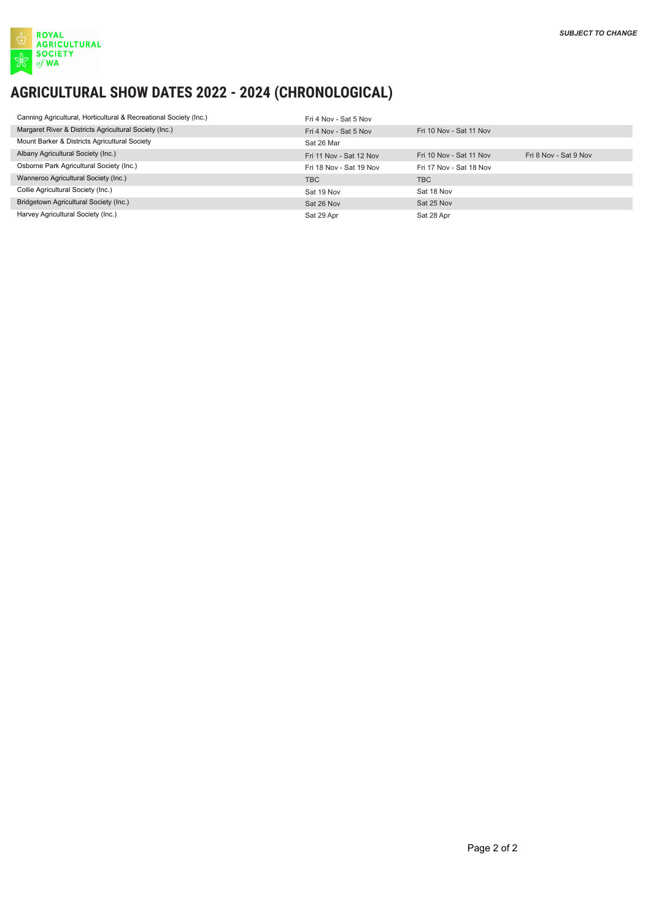*SUBJECT TO CHANGE*

ROYAL AGRICULTURAL SOCIETY of WA

# AGRICULTURAL SHOW DATES 2022 - 2024 (CHRONOLOGICAL)

| | | | |
|---|---|---|---|
| Canning Agricultural, Horticultural & Recreational Society (Inc.) | Fri 4 Nov - Sat 5 Nov | | |
| Margaret River & Districts Agricultural Society (Inc.) | Fri 4 Nov - Sat 5 Nov | Fri 10 Nov - Sat 11 Nov | |
| Mount Barker & Districts Agricultural Society | Sat 26 Mar | | |
| Albany Agricultural Society (Inc.) | Fri 11 Nov - Sat 12 Nov | Fri 10 Nov - Sat 11 Nov | Fri 8 Nov - Sat 9 Nov |
| Osborne Park Agricultural Society (Inc.) | Fri 18 Nov - Sat 19 Nov | Fri 17 Nov - Sat 18 Nov | |
| Wanneroo Agricultural Society (Inc.) | TBC | TBC | |
| Collie Agricultural Society (Inc.) | Sat 19 Nov | Sat 18 Nov | |
| Bridgetown Agricultural Society (Inc.) | Sat 26 Nov | Sat 25 Nov | |
| Harvey Agricultural Society (Inc.) | Sat 29 Apr | Sat 28 Apr | |